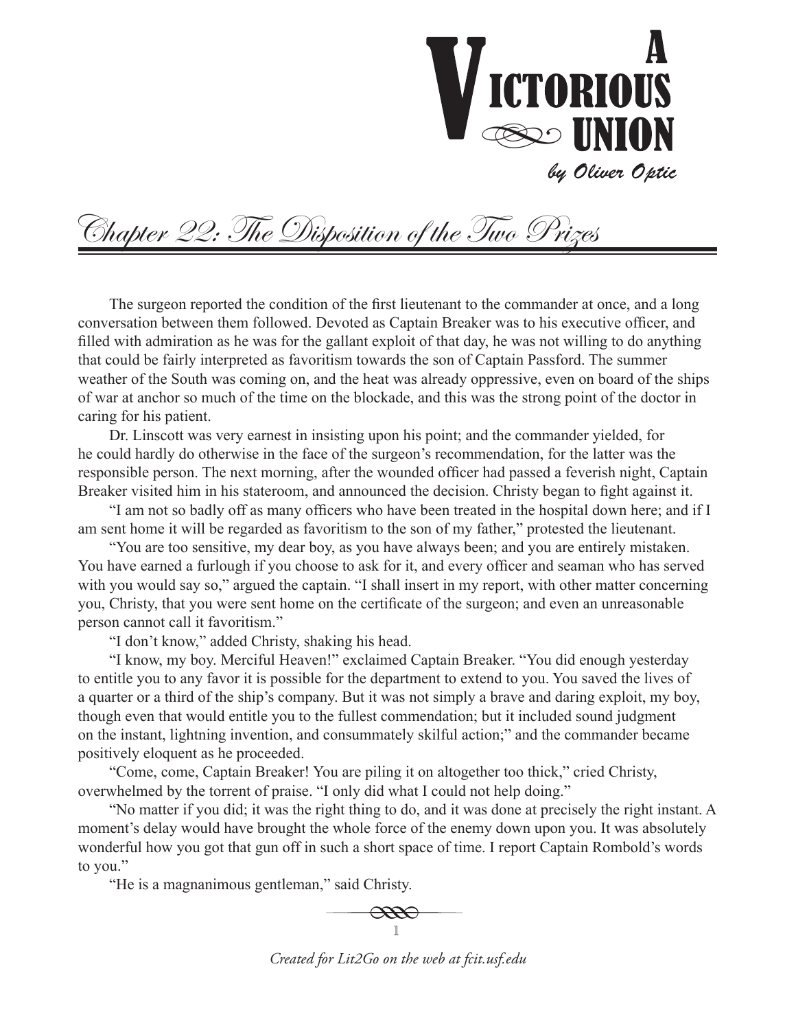# A Victorious Union

*by Oliver Optic*

## Chapter 22: The Disposition of the Two Prizes

The surgeon reported the condition of the first lieutenant to the commander at once, and a long conversation between them followed. Devoted as Captain Breaker was to his executive officer, and filled with admiration as he was for the gallant exploit of that day, he was not willing to do anything that could be fairly interpreted as favoritism towards the son of Captain Passford. The summer weather of the South was coming on, and the heat was already oppressive, even on board of the ships of war at anchor so much of the time on the blockade, and this was the strong point of the doctor in caring for his patient.

Dr. Linscott was very earnest in insisting upon his point; and the commander yielded, for he could hardly do otherwise in the face of the surgeon's recommendation, for the latter was the responsible person. The next morning, after the wounded officer had passed a feverish night, Captain Breaker visited him in his stateroom, and announced the decision. Christy began to fight against it.

"I am not so badly off as many officers who have been treated in the hospital down here; and if I am sent home it will be regarded as favoritism to the son of my father," protested the lieutenant.

"You are too sensitive, my dear boy, as you have always been; and you are entirely mistaken. You have earned a furlough if you choose to ask for it, and every officer and seaman who has served with you would say so," argued the captain. "I shall insert in my report, with other matter concerning you, Christy, that you were sent home on the certificate of the surgeon; and even an unreasonable person cannot call it favoritism."

"I don't know," added Christy, shaking his head.

"I know, my boy. Merciful Heaven!" exclaimed Captain Breaker. "You did enough yesterday to entitle you to any favor it is possible for the department to extend to you. You saved the lives of a quarter or a third of the ship's company. But it was not simply a brave and daring exploit, my boy, though even that would entitle you to the fullest commendation; but it included sound judgment on the instant, lightning invention, and consummately skilful action;" and the commander became positively eloquent as he proceeded.

"Come, come, Captain Breaker! You are piling it on altogether too thick," cried Christy, overwhelmed by the torrent of praise. "I only did what I could not help doing."

"No matter if you did; it was the right thing to do, and it was done at precisely the right instant. A moment's delay would have brought the whole force of the enemy down upon you. It was absolutely wonderful how you got that gun off in such a short space of time. I report Captain Rombold's words to you."

"He is a magnanimous gentleman," said Christy.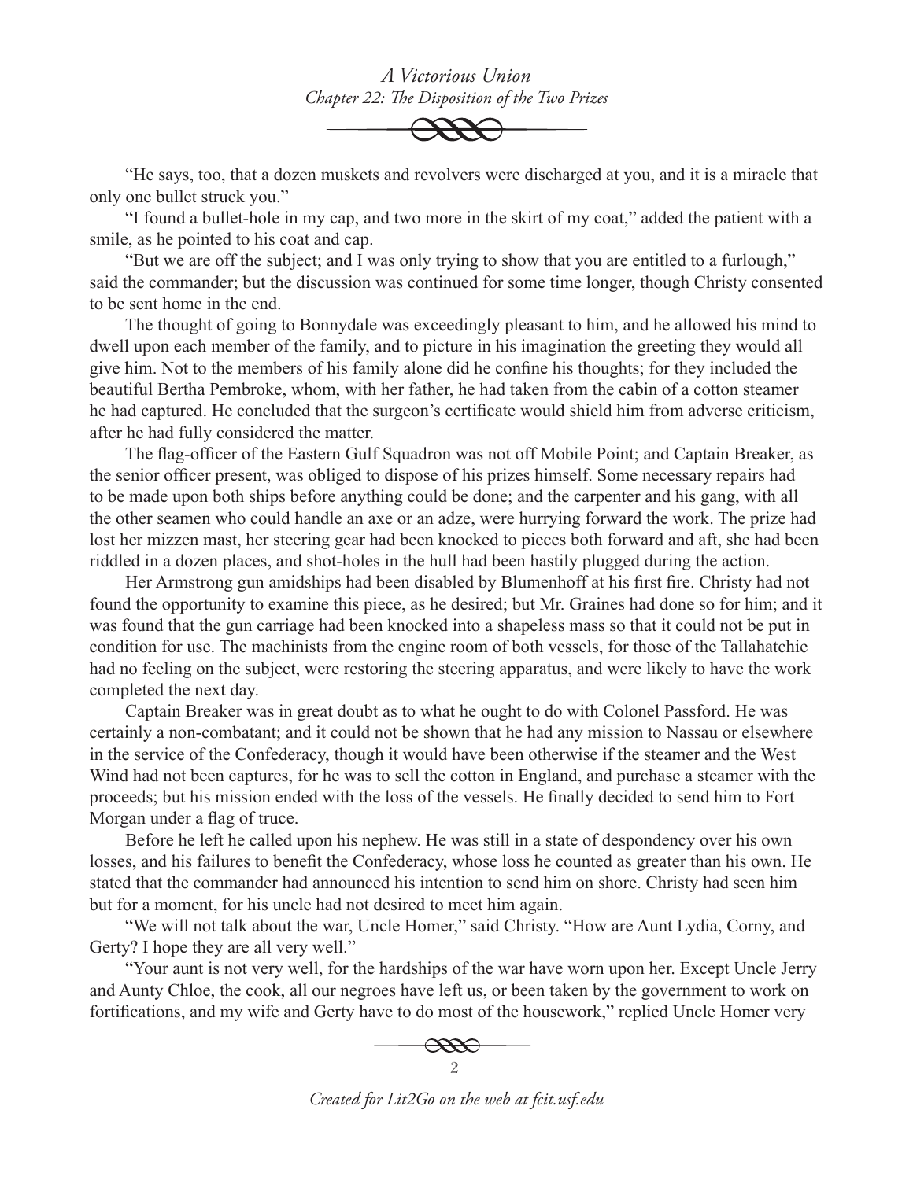"He says, too, that a dozen muskets and revolvers were discharged at you, and it is a miracle that only one bullet struck you."

"I found a bullet-hole in my cap, and two more in the skirt of my coat," added the patient with a smile, as he pointed to his coat and cap.

"But we are off the subject; and I was only trying to show that you are entitled to a furlough," said the commander; but the discussion was continued for some time longer, though Christy consented to be sent home in the end.

The thought of going to Bonnydale was exceedingly pleasant to him, and he allowed his mind to dwell upon each member of the family, and to picture in his imagination the greeting they would all give him. Not to the members of his family alone did he confine his thoughts; for they included the beautiful Bertha Pembroke, whom, with her father, he had taken from the cabin of a cotton steamer he had captured. He concluded that the surgeon's certificate would shield him from adverse criticism, after he had fully considered the matter.

The flag-officer of the Eastern Gulf Squadron was not off Mobile Point; and Captain Breaker, as the senior officer present, was obliged to dispose of his prizes himself. Some necessary repairs had to be made upon both ships before anything could be done; and the carpenter and his gang, with all the other seamen who could handle an axe or an adze, were hurrying forward the work. The prize had lost her mizzen mast, her steering gear had been knocked to pieces both forward and aft, she had been riddled in a dozen places, and shot-holes in the hull had been hastily plugged during the action.

Her Armstrong gun amidships had been disabled by Blumenhoff at his first fire. Christy had not found the opportunity to examine this piece, as he desired; but Mr. Graines had done so for him; and it was found that the gun carriage had been knocked into a shapeless mass so that it could not be put in condition for use. The machinists from the engine room of both vessels, for those of the Tallahatchie had no feeling on the subject, were restoring the steering apparatus, and were likely to have the work completed the next day.

Captain Breaker was in great doubt as to what he ought to do with Colonel Passford. He was certainly a non-combatant; and it could not be shown that he had any mission to Nassau or elsewhere in the service of the Confederacy, though it would have been otherwise if the steamer and the West Wind had not been captures, for he was to sell the cotton in England, and purchase a steamer with the proceeds; but his mission ended with the loss of the vessels. He finally decided to send him to Fort Morgan under a flag of truce.

Before he left he called upon his nephew. He was still in a state of despondency over his own losses, and his failures to benefit the Confederacy, whose loss he counted as greater than his own. He stated that the commander had announced his intention to send him on shore. Christy had seen him but for a moment, for his uncle had not desired to meet him again.

"We will not talk about the war, Uncle Homer," said Christy. "How are Aunt Lydia, Corny, and Gerty? I hope they are all very well."

"Your aunt is not very well, for the hardships of the war have worn upon her. Except Uncle Jerry and Aunty Chloe, the cook, all our negroes have left us, or been taken by the government to work on fortifications, and my wife and Gerty have to do most of the housework," replied Uncle Homer very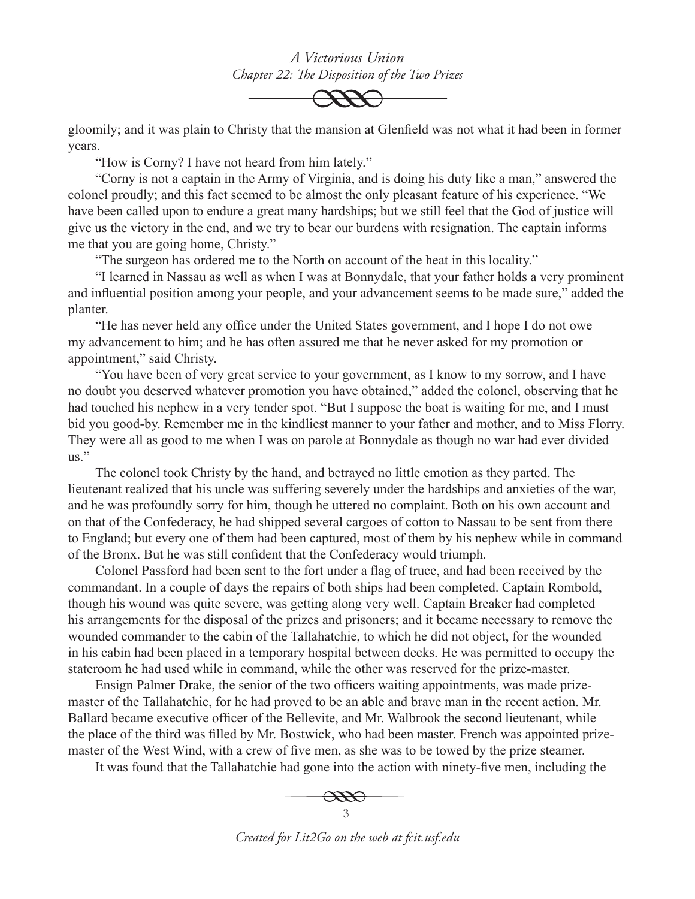gloomily; and it was plain to Christy that the mansion at Glenfield was not what it had been in former years.

"How is Corny? I have not heard from him lately."

"Corny is not a captain in the Army of Virginia, and is doing his duty like a man," answered the colonel proudly; and this fact seemed to be almost the only pleasant feature of his experience. "We have been called upon to endure a great many hardships; but we still feel that the God of justice will give us the victory in the end, and we try to bear our burdens with resignation. The captain informs me that you are going home, Christy."

"The surgeon has ordered me to the North on account of the heat in this locality."

"I learned in Nassau as well as when I was at Bonnydale, that your father holds a very prominent and influential position among your people, and your advancement seems to be made sure," added the planter.

"He has never held any office under the United States government, and I hope I do not owe my advancement to him; and he has often assured me that he never asked for my promotion or appointment," said Christy.

"You have been of very great service to your government, as I know to my sorrow, and I have no doubt you deserved whatever promotion you have obtained," added the colonel, observing that he had touched his nephew in a very tender spot. "But I suppose the boat is waiting for me, and I must bid you good-by. Remember me in the kindliest manner to your father and mother, and to Miss Florry. They were all as good to me when I was on parole at Bonnydale as though no war had ever divided us."

The colonel took Christy by the hand, and betrayed no little emotion as they parted. The lieutenant realized that his uncle was suffering severely under the hardships and anxieties of the war, and he was profoundly sorry for him, though he uttered no complaint. Both on his own account and on that of the Confederacy, he had shipped several cargoes of cotton to Nassau to be sent from there to England; but every one of them had been captured, most of them by his nephew while in command of the Bronx. But he was still confident that the Confederacy would triumph.

Colonel Passford had been sent to the fort under a flag of truce, and had been received by the commandant. In a couple of days the repairs of both ships had been completed. Captain Rombold, though his wound was quite severe, was getting along very well. Captain Breaker had completed his arrangements for the disposal of the prizes and prisoners; and it became necessary to remove the wounded commander to the cabin of the Tallahatchie, to which he did not object, for the wounded in his cabin had been placed in a temporary hospital between decks. He was permitted to occupy the stateroom he had used while in command, while the other was reserved for the prize-master.

Ensign Palmer Drake, the senior of the two officers waiting appointments, was made prize-master of the Tallahatchie, for he had proved to be an able and brave man in the recent action. Mr. Ballard became executive officer of the Bellevite, and Mr. Walbrook the second lieutenant, while the place of the third was filled by Mr. Bostwick, who had been master. French was appointed prize-master of the West Wind, with a crew of five men, as she was to be towed by the prize steamer.

It was found that the Tallahatchie had gone into the action with ninety-five men, including the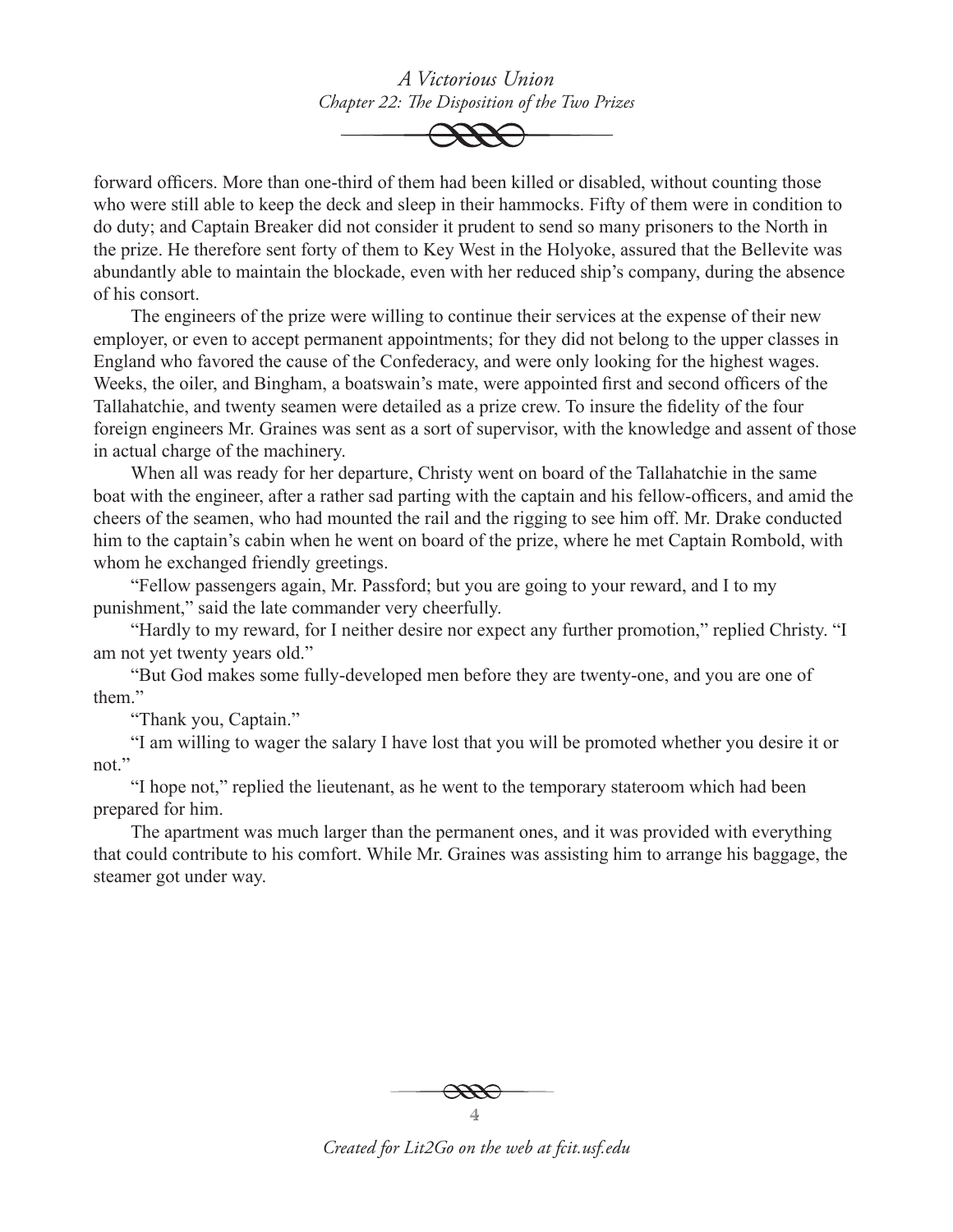forward officers. More than one-third of them had been killed or disabled, without counting those who were still able to keep the deck and sleep in their hammocks. Fifty of them were in condition to do duty; and Captain Breaker did not consider it prudent to send so many prisoners to the North in the prize. He therefore sent forty of them to Key West in the Holyoke, assured that the Bellevite was abundantly able to maintain the blockade, even with her reduced ship's company, during the absence of his consort.

The engineers of the prize were willing to continue their services at the expense of their new employer, or even to accept permanent appointments; for they did not belong to the upper classes in England who favored the cause of the Confederacy, and were only looking for the highest wages. Weeks, the oiler, and Bingham, a boatswain's mate, were appointed first and second officers of the Tallahatchie, and twenty seamen were detailed as a prize crew. To insure the fidelity of the four foreign engineers Mr. Graines was sent as a sort of supervisor, with the knowledge and assent of those in actual charge of the machinery.

When all was ready for her departure, Christy went on board of the Tallahatchie in the same boat with the engineer, after a rather sad parting with the captain and his fellow-officers, and amid the cheers of the seamen, who had mounted the rail and the rigging to see him off. Mr. Drake conducted him to the captain's cabin when he went on board of the prize, where he met Captain Rombold, with whom he exchanged friendly greetings.

"Fellow passengers again, Mr. Passford; but you are going to your reward, and I to my punishment," said the late commander very cheerfully.

"Hardly to my reward, for I neither desire nor expect any further promotion," replied Christy. "I am not yet twenty years old."

"But God makes some fully-developed men before they are twenty-one, and you are one of them."

"Thank you, Captain."

"I am willing to wager the salary I have lost that you will be promoted whether you desire it or not."

"I hope not," replied the lieutenant, as he went to the temporary stateroom which had been prepared for him.

The apartment was much larger than the permanent ones, and it was provided with everything that could contribute to his comfort. While Mr. Graines was assisting him to arrange his baggage, the steamer got under way.